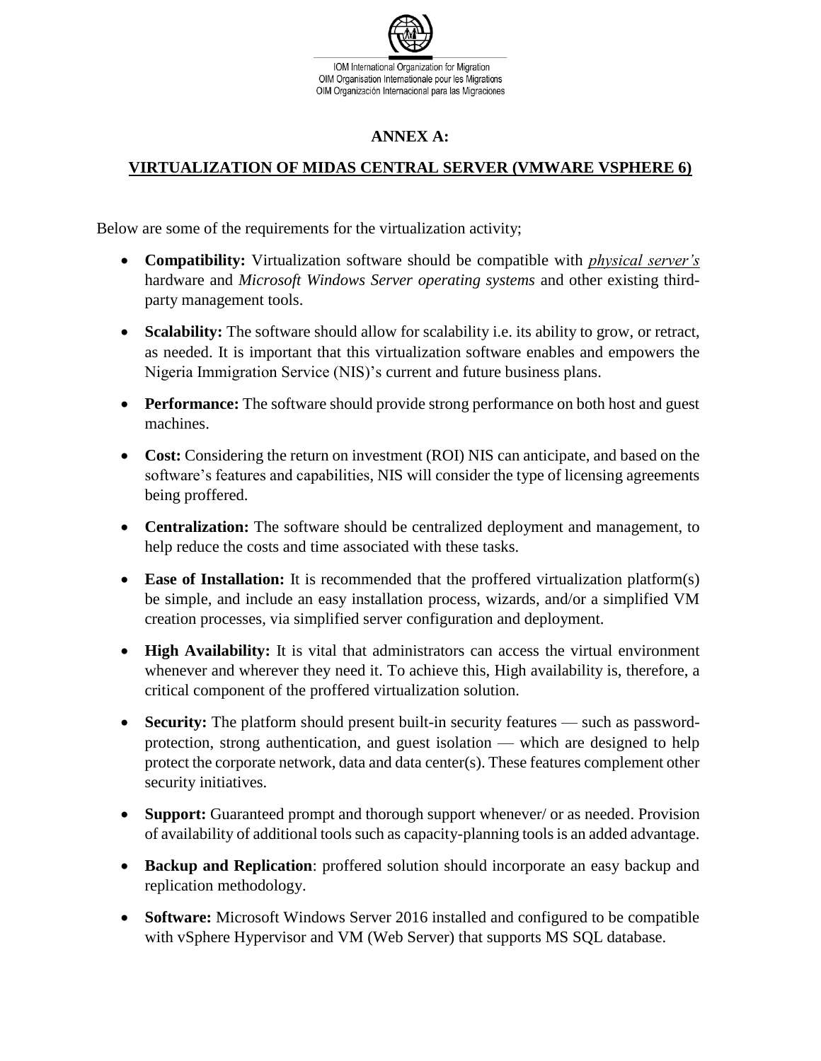IOM International Organization for Migration
OIM Organisation Internationale pour les Migrations
OIM Organización Internacional para las Migraciones

## ANNEX A:

## VIRTUALIZATION OF MIDAS CENTRAL SERVER (VMWARE VSPHERE 6)

Below are some of the requirements for the virtualization activity;

- **Compatibility:** Virtualization software should be compatible with *physical server's* hardware and *Microsoft Windows Server operating systems* and other existing third-party management tools.
- **Scalability:** The software should allow for scalability i.e. its ability to grow, or retract, as needed. It is important that this virtualization software enables and empowers the Nigeria Immigration Service (NIS)'s current and future business plans.
- **Performance:** The software should provide strong performance on both host and guest machines.
- **Cost:** Considering the return on investment (ROI) NIS can anticipate, and based on the software's features and capabilities, NIS will consider the type of licensing agreements being proffered.
- **Centralization:** The software should be centralized deployment and management, to help reduce the costs and time associated with these tasks.
- **Ease of Installation:** It is recommended that the proffered virtualization platform(s) be simple, and include an easy installation process, wizards, and/or a simplified VM creation processes, via simplified server configuration and deployment.
- **High Availability:** It is vital that administrators can access the virtual environment whenever and wherever they need it. To achieve this, High availability is, therefore, a critical component of the proffered virtualization solution.
- **Security:** The platform should present built-in security features — such as password-protection, strong authentication, and guest isolation — which are designed to help protect the corporate network, data and data center(s). These features complement other security initiatives.
- **Support:** Guaranteed prompt and thorough support whenever/ or as needed. Provision of availability of additional tools such as capacity-planning tools is an added advantage.
- **Backup and Replication**: proffered solution should incorporate an easy backup and replication methodology.
- **Software:** Microsoft Windows Server 2016 installed and configured to be compatible with vSphere Hypervisor and VM (Web Server) that supports MS SQL database.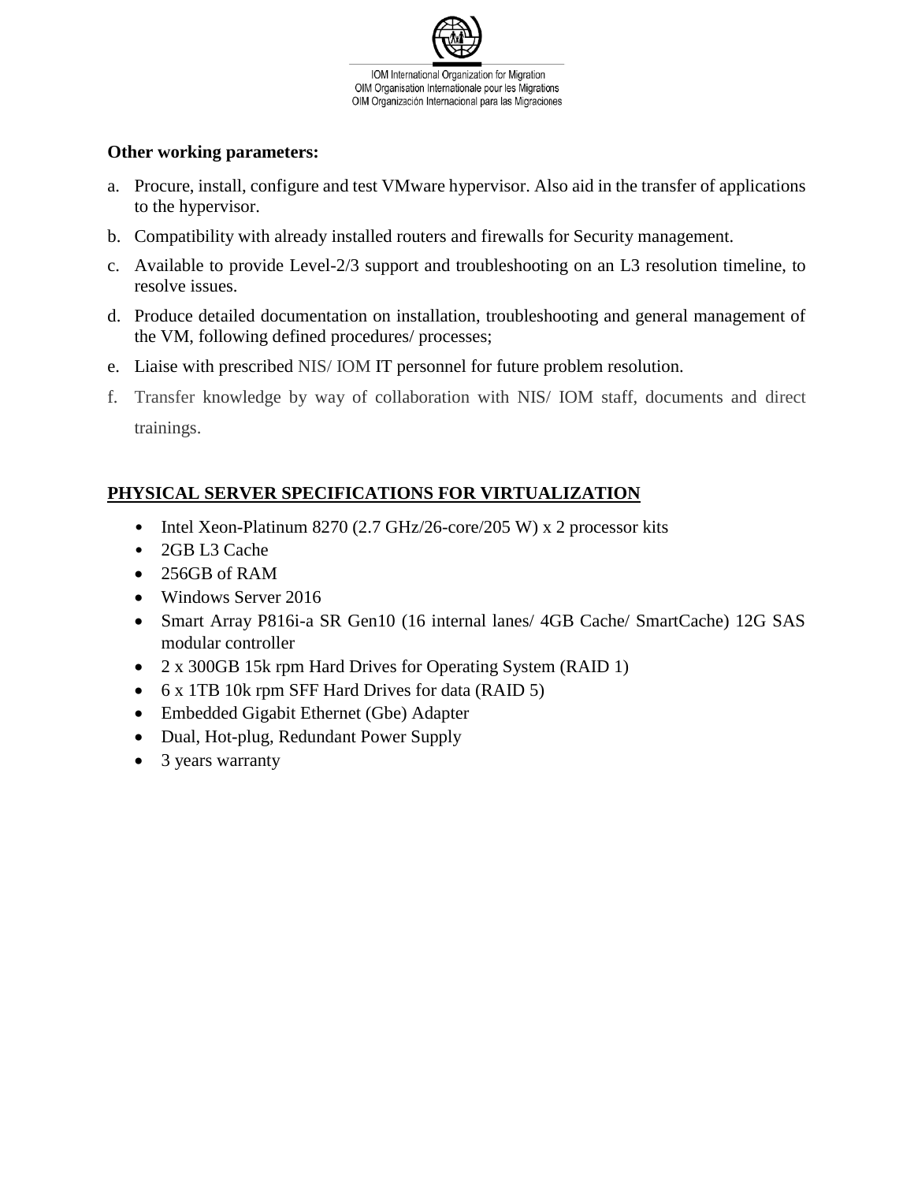**Other working parameters:**

a. Procure, install, configure and test VMware hypervisor. Also aid in the transfer of applications to the hypervisor.

b. Compatibility with already installed routers and firewalls for Security management.

c. Available to provide Level-2/3 support and troubleshooting on an L3 resolution timeline, to resolve issues.

d. Produce detailed documentation on installation, troubleshooting and general management of the VM, following defined procedures/ processes;

e. Liaise with prescribed NIS/ IOM IT personnel for future problem resolution.

f. Transfer knowledge by way of collaboration with NIS/ IOM staff, documents and direct trainings.

## PHYSICAL SERVER SPECIFICATIONS FOR VIRTUALIZATION

- Intel Xeon-Platinum 8270 (2.7 GHz/26-core/205 W) x 2 processor kits
- 2GB L3 Cache
- 256GB of RAM
- Windows Server 2016
- Smart Array P816i-a SR Gen10 (16 internal lanes/ 4GB Cache/ SmartCache) 12G SAS modular controller
- 2 x 300GB 15k rpm Hard Drives for Operating System (RAID 1)
- 6 x 1TB 10k rpm SFF Hard Drives for data (RAID 5)
- Embedded Gigabit Ethernet (Gbe) Adapter
- Dual, Hot-plug, Redundant Power Supply
- 3 years warranty